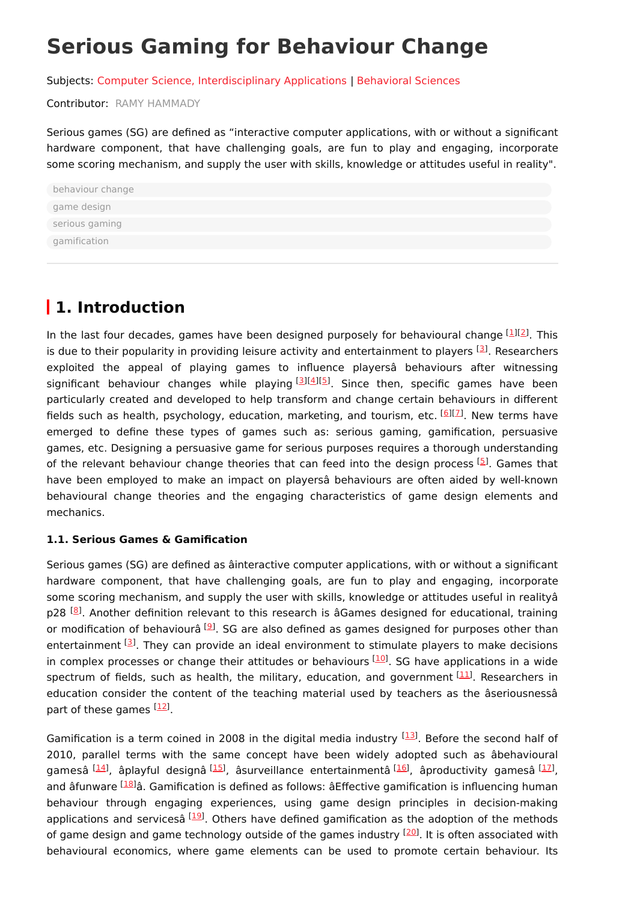# Serious Gaming for Behaviour Change

Subjects: Computer Science, Interdisciplinary Applications | Behavioral Sciences

Contributor: RAMY HAMMADY

Serious games (SG) are defined as "interactive computer applications, with or without a significant hardware component, that have challenging goals, are fun to play and engaging, incorporate some scoring mechanism, and supply the user with skills, knowledge or attitudes useful in reality".

behaviour change

game design

serious gaming

gamification

## 1. Introduction

In the last four decades, games have been designed purposely for behavioural change [1][2]. This is due to their popularity in providing leisure activity and entertainment to players [3]. Researchers exploited the appeal of playing games to influence playersâ behaviours after witnessing significant behaviour changes while playing [3][4][5]. Since then, specific games have been particularly created and developed to help transform and change certain behaviours in different fields such as health, psychology, education, marketing, and tourism, etc. [6][7]. New terms have emerged to define these types of games such as: serious gaming, gamification, persuasive games, etc. Designing a persuasive game for serious purposes requires a thorough understanding of the relevant behaviour change theories that can feed into the design process [5]. Games that have been employed to make an impact on playersâ behaviours are often aided by well-known behavioural change theories and the engaging characteristics of game design elements and mechanics.

### 1.1. Serious Games & Gamification

Serious games (SG) are defined as âinteractive computer applications, with or without a significant hardware component, that have challenging goals, are fun to play and engaging, incorporate some scoring mechanism, and supply the user with skills, knowledge or attitudes useful in realityâ p28 [8]. Another definition relevant to this research is âGames designed for educational, training or modification of behaviourâ [9]. SG are also defined as games designed for purposes other than entertainment [3]. They can provide an ideal environment to stimulate players to make decisions in complex processes or change their attitudes or behaviours [10]. SG have applications in a wide spectrum of fields, such as health, the military, education, and government [11]. Researchers in education consider the content of the teaching material used by teachers as the âseriousnessâ part of these games [12].

Gamification is a term coined in 2008 in the digital media industry [13]. Before the second half of 2010, parallel terms with the same concept have been widely adopted such as âbehavioural gamesâ [14], âplayful designâ [15], âsurveillance entertainmentâ [16], âproductivity gamesâ [17], and âfunware [18]â. Gamification is defined as follows: âEffective gamification is influencing human behaviour through engaging experiences, using game design principles in decision-making applications and servicesâ [19]. Others have defined gamification as the adoption of the methods of game design and game technology outside of the games industry [20]. It is often associated with behavioural economics, where game elements can be used to promote certain behaviour. Its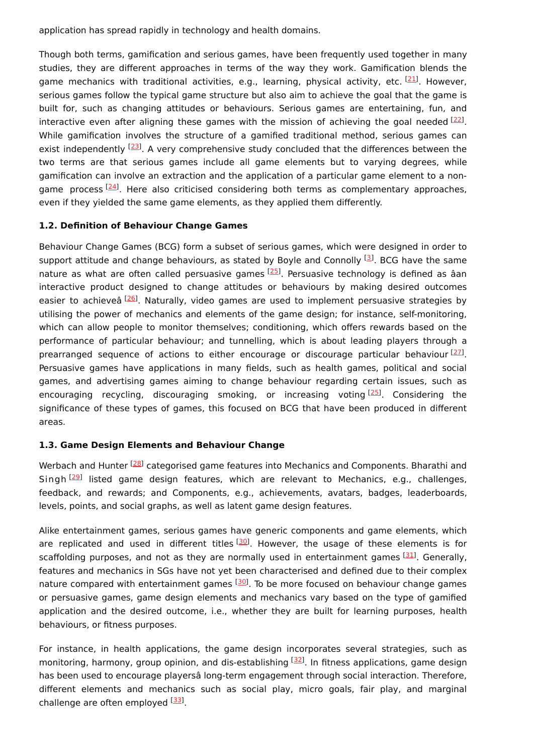application has spread rapidly in technology and health domains.

Though both terms, gamification and serious games, have been frequently used together in many studies, they are different approaches in terms of the way they work. Gamification blends the game mechanics with traditional activities, e.g., learning, physical activity, etc. [21]. However, serious games follow the typical game structure but also aim to achieve the goal that the game is built for, such as changing attitudes or behaviours. Serious games are entertaining, fun, and interactive even after aligning these games with the mission of achieving the goal needed [22]. While gamification involves the structure of a gamified traditional method, serious games can exist independently [23]. A very comprehensive study concluded that the differences between the two terms are that serious games include all game elements but to varying degrees, while gamification can involve an extraction and the application of a particular game element to a non-game process [24]. Here also criticised considering both terms as complementary approaches, even if they yielded the same game elements, as they applied them differently.

### 1.2. Definition of Behaviour Change Games

Behaviour Change Games (BCG) form a subset of serious games, which were designed in order to support attitude and change behaviours, as stated by Boyle and Connolly [3]. BCG have the same nature as what are often called persuasive games [25]. Persuasive technology is defined as âan interactive product designed to change attitudes or behaviours by making desired outcomes easier to achieveâ [26]. Naturally, video games are used to implement persuasive strategies by utilising the power of mechanics and elements of the game design; for instance, self-monitoring, which can allow people to monitor themselves; conditioning, which offers rewards based on the performance of particular behaviour; and tunnelling, which is about leading players through a prearranged sequence of actions to either encourage or discourage particular behaviour [27]. Persuasive games have applications in many fields, such as health games, political and social games, and advertising games aiming to change behaviour regarding certain issues, such as encouraging recycling, discouraging smoking, or increasing voting [25]. Considering the significance of these types of games, this focused on BCG that have been produced in different areas.

### 1.3. Game Design Elements and Behaviour Change

Werbach and Hunter [28] categorised game features into Mechanics and Components. Bharathi and Singh [29] listed game design features, which are relevant to Mechanics, e.g., challenges, feedback, and rewards; and Components, e.g., achievements, avatars, badges, leaderboards, levels, points, and social graphs, as well as latent game design features.

Alike entertainment games, serious games have generic components and game elements, which are replicated and used in different titles [30]. However, the usage of these elements is for scaffolding purposes, and not as they are normally used in entertainment games [31]. Generally, features and mechanics in SGs have not yet been characterised and defined due to their complex nature compared with entertainment games [30]. To be more focused on behaviour change games or persuasive games, game design elements and mechanics vary based on the type of gamified application and the desired outcome, i.e., whether they are built for learning purposes, health behaviours, or fitness purposes.

For instance, in health applications, the game design incorporates several strategies, such as monitoring, harmony, group opinion, and dis-establishing [32]. In fitness applications, game design has been used to encourage playersâ long-term engagement through social interaction. Therefore, different elements and mechanics such as social play, micro goals, fair play, and marginal challenge are often employed [33].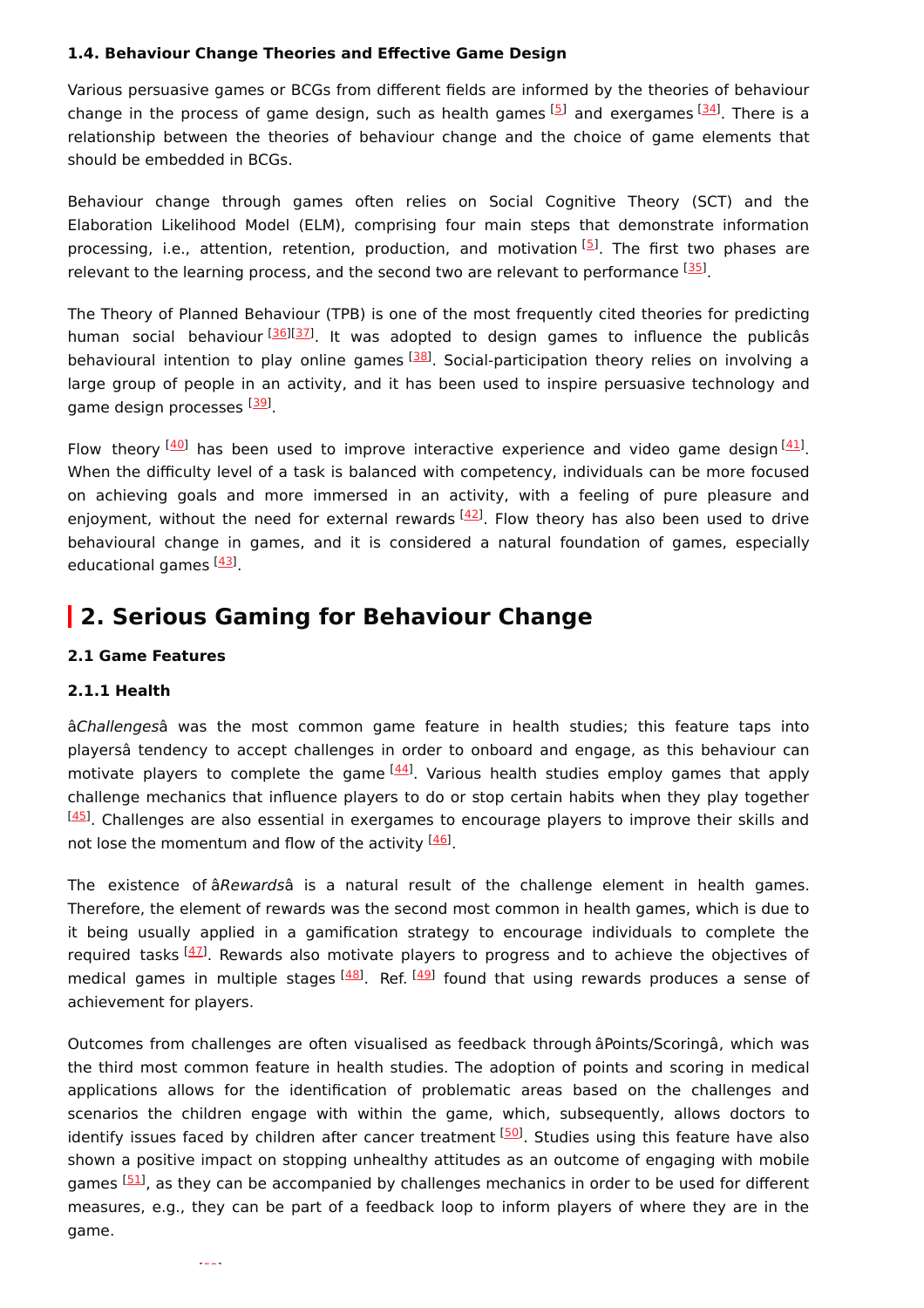### 1.4. Behaviour Change Theories and Effective Game Design

Various persuasive games or BCGs from different fields are informed by the theories of behaviour change in the process of game design, such as health games [5] and exergames [34]. There is a relationship between the theories of behaviour change and the choice of game elements that should be embedded in BCGs.

Behaviour change through games often relies on Social Cognitive Theory (SCT) and the Elaboration Likelihood Model (ELM), comprising four main steps that demonstrate information processing, i.e., attention, retention, production, and motivation [5]. The first two phases are relevant to the learning process, and the second two are relevant to performance [35].

The Theory of Planned Behaviour (TPB) is one of the most frequently cited theories for predicting human social behaviour [36][37]. It was adopted to design games to influence the publicâs behavioural intention to play online games [38]. Social-participation theory relies on involving a large group of people in an activity, and it has been used to inspire persuasive technology and game design processes [39].

Flow theory [40] has been used to improve interactive experience and video game design [41]. When the difficulty level of a task is balanced with competency, individuals can be more focused on achieving goals and more immersed in an activity, with a feeling of pure pleasure and enjoyment, without the need for external rewards [42]. Flow theory has also been used to drive behavioural change in games, and it is considered a natural foundation of games, especially educational games [43].

## 2. Serious Gaming for Behaviour Change

### 2.1 Game Features

#### 2.1.1 Health

â*Challenges*â was the most common game feature in health studies; this feature taps into playersâ tendency to accept challenges in order to onboard and engage, as this behaviour can motivate players to complete the game [44]. Various health studies employ games that apply challenge mechanics that influence players to do or stop certain habits when they play together [45]. Challenges are also essential in exergames to encourage players to improve their skills and not lose the momentum and flow of the activity [46].

The existence of â*Rewards*â is a natural result of the challenge element in health games. Therefore, the element of rewards was the second most common in health games, which is due to it being usually applied in a gamification strategy to encourage individuals to complete the required tasks [47]. Rewards also motivate players to progress and to achieve the objectives of medical games in multiple stages [48]. Ref. [49] found that using rewards produces a sense of achievement for players.

Outcomes from challenges are often visualised as feedback through âPoints/Scoringâ, which was the third most common feature in health studies. The adoption of points and scoring in medical applications allows for the identification of problematic areas based on the challenges and scenarios the children engage with within the game, which, subsequently, allows doctors to identify issues faced by children after cancer treatment [50]. Studies using this feature have also shown a positive impact on stopping unhealthy attitudes as an outcome of engaging with mobile games [51], as they can be accompanied by challenges mechanics in order to be used for different measures, e.g., they can be part of a feedback loop to inform players of where they are in the game.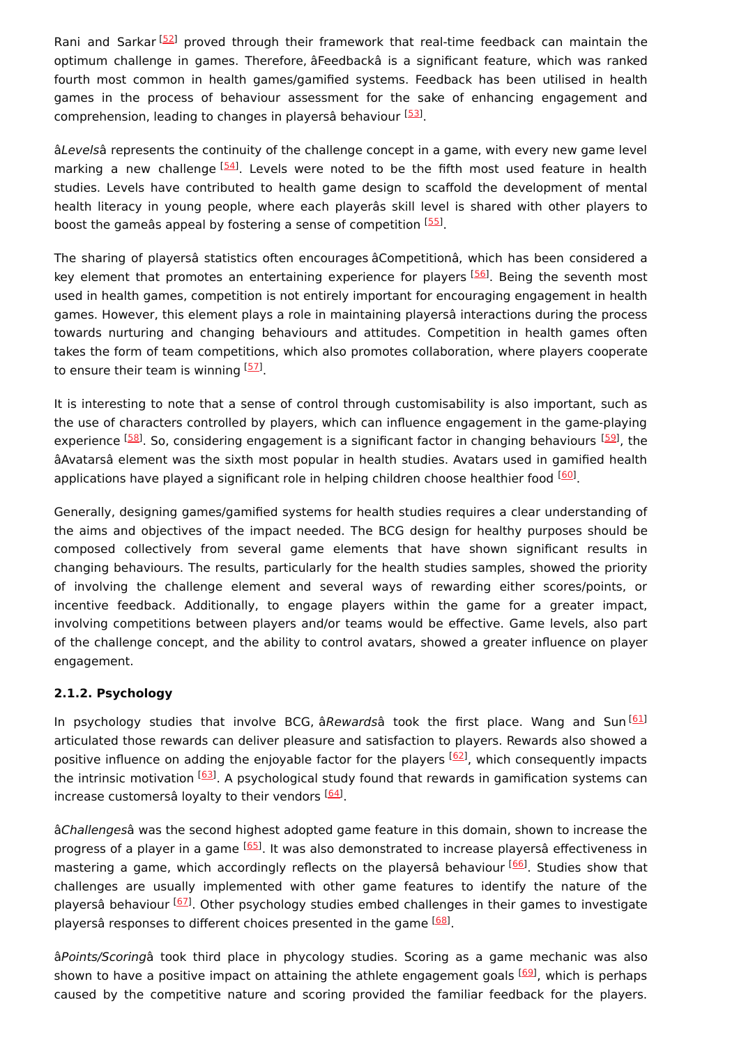Rani and Sarkar [52] proved through their framework that real-time feedback can maintain the optimum challenge in games. Therefore, âFeedbackâ is a significant feature, which was ranked fourth most common in health games/gamified systems. Feedback has been utilised in health games in the process of behaviour assessment for the sake of enhancing engagement and comprehension, leading to changes in playersâ behaviour [53].

â*Levels*â represents the continuity of the challenge concept in a game, with every new game level marking a new challenge [54]. Levels were noted to be the fifth most used feature in health studies. Levels have contributed to health game design to scaffold the development of mental health literacy in young people, where each playerâs skill level is shared with other players to boost the gameâs appeal by fostering a sense of competition [55].

The sharing of playersâ statistics often encourages âCompetitionâ, which has been considered a key element that promotes an entertaining experience for players [56]. Being the seventh most used in health games, competition is not entirely important for encouraging engagement in health games. However, this element plays a role in maintaining playersâ interactions during the process towards nurturing and changing behaviours and attitudes. Competition in health games often takes the form of team competitions, which also promotes collaboration, where players cooperate to ensure their team is winning [57].

It is interesting to note that a sense of control through customisability is also important, such as the use of characters controlled by players, which can influence engagement in the game-playing experience [58]. So, considering engagement is a significant factor in changing behaviours [59], the âAvatarsâ element was the sixth most popular in health studies. Avatars used in gamified health applications have played a significant role in helping children choose healthier food [60].

Generally, designing games/gamified systems for health studies requires a clear understanding of the aims and objectives of the impact needed. The BCG design for healthy purposes should be composed collectively from several game elements that have shown significant results in changing behaviours. The results, particularly for the health studies samples, showed the priority of involving the challenge element and several ways of rewarding either scores/points, or incentive feedback. Additionally, to engage players within the game for a greater impact, involving competitions between players and/or teams would be effective. Game levels, also part of the challenge concept, and the ability to control avatars, showed a greater influence on player engagement.

#### 2.1.2. Psychology

In psychology studies that involve BCG, â*Rewards*â took the first place. Wang and Sun [61] articulated those rewards can deliver pleasure and satisfaction to players. Rewards also showed a positive influence on adding the enjoyable factor for the players [62], which consequently impacts the intrinsic motivation [63]. A psychological study found that rewards in gamification systems can increase customersâ loyalty to their vendors [64].

â*Challenges*â was the second highest adopted game feature in this domain, shown to increase the progress of a player in a game [65]. It was also demonstrated to increase playersâ effectiveness in mastering a game, which accordingly reflects on the playersâ behaviour [66]. Studies show that challenges are usually implemented with other game features to identify the nature of the playersâ behaviour [67]. Other psychology studies embed challenges in their games to investigate playersâ responses to different choices presented in the game [68].

â*Points/Scoring*â took third place in phycology studies. Scoring as a game mechanic was also shown to have a positive impact on attaining the athlete engagement goals [69], which is perhaps caused by the competitive nature and scoring provided the familiar feedback for the players.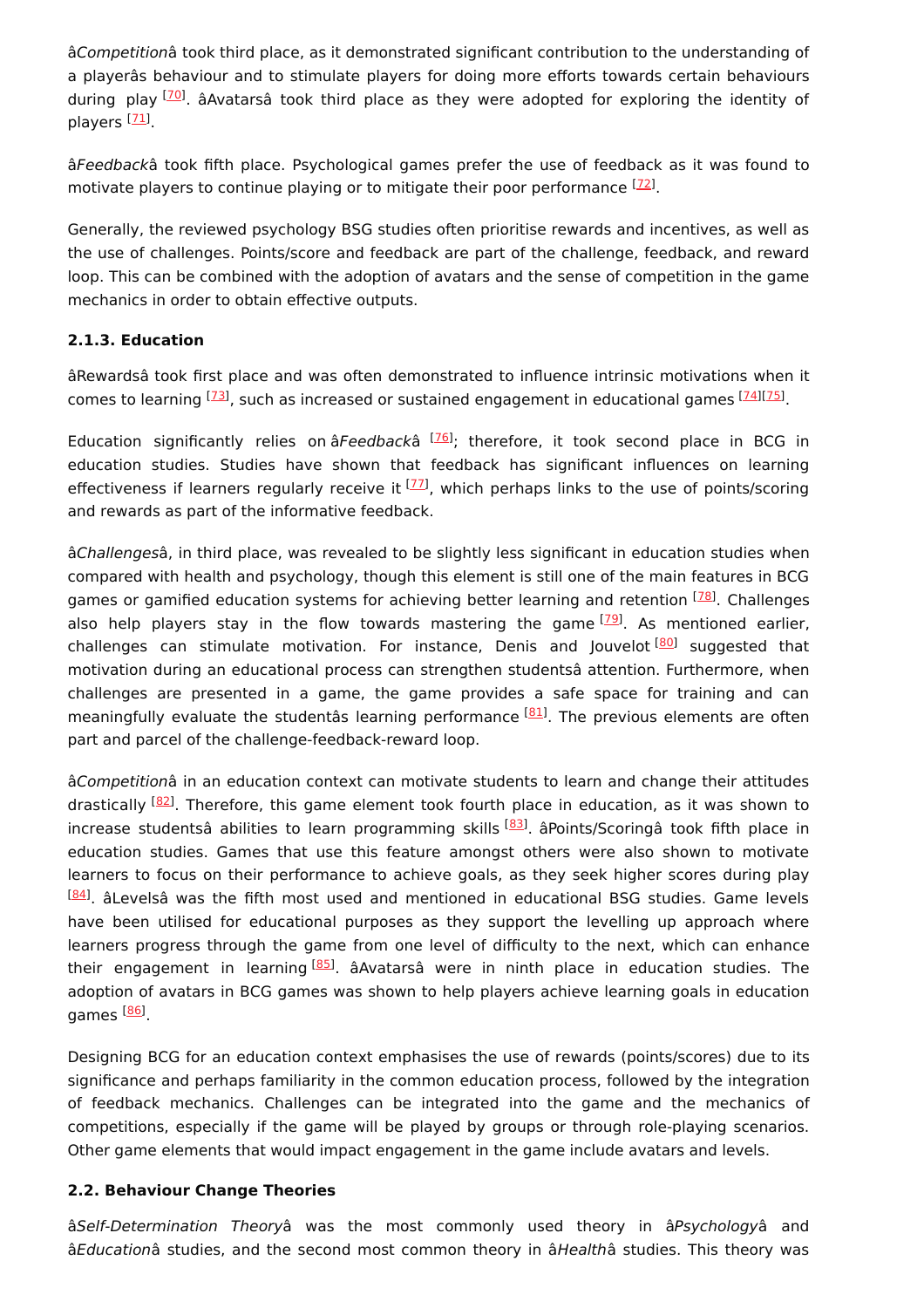âCompetitionâ took third place, as it demonstrated significant contribution to the understanding of a playerâs behaviour and to stimulate players for doing more efforts towards certain behaviours during play [70]. âAvatarsâ took third place as they were adopted for exploring the identity of players [71].

â*Feedback*â took fifth place. Psychological games prefer the use of feedback as it was found to motivate players to continue playing or to mitigate their poor performance [72].

Generally, the reviewed psychology BSG studies often prioritise rewards and incentives, as well as the use of challenges. Points/score and feedback are part of the challenge, feedback, and reward loop. This can be combined with the adoption of avatars and the sense of competition in the game mechanics in order to obtain effective outputs.

### 2.1.3. Education

âRewardsâ took first place and was often demonstrated to influence intrinsic motivations when it comes to learning [73], such as increased or sustained engagement in educational games [74][75].

Education significantly relies on â*Feedback*â [76]; therefore, it took second place in BCG in education studies. Studies have shown that feedback has significant influences on learning effectiveness if learners regularly receive it [77], which perhaps links to the use of points/scoring and rewards as part of the informative feedback.

â*Challenges*â, in third place, was revealed to be slightly less significant in education studies when compared with health and psychology, though this element is still one of the main features in BCG games or gamified education systems for achieving better learning and retention [78]. Challenges also help players stay in the flow towards mastering the game [79]. As mentioned earlier, challenges can stimulate motivation. For instance, Denis and Jouvelot [80] suggested that motivation during an educational process can strengthen studentsâ attention. Furthermore, when challenges are presented in a game, the game provides a safe space for training and can meaningfully evaluate the studentâs learning performance [81]. The previous elements are often part and parcel of the challenge-feedback-reward loop.

â*Competition*â in an education context can motivate students to learn and change their attitudes drastically [82]. Therefore, this game element took fourth place in education, as it was shown to increase studentsâ abilities to learn programming skills [83]. âPoints/Scoringâ took fifth place in education studies. Games that use this feature amongst others were also shown to motivate learners to focus on their performance to achieve goals, as they seek higher scores during play [84]. âLevelsâ was the fifth most used and mentioned in educational BSG studies. Game levels have been utilised for educational purposes as they support the levelling up approach where learners progress through the game from one level of difficulty to the next, which can enhance their engagement in learning [85]. âAvatarsâ were in ninth place in education studies. The adoption of avatars in BCG games was shown to help players achieve learning goals in education games [86].

Designing BCG for an education context emphasises the use of rewards (points/scores) due to its significance and perhaps familiarity in the common education process, followed by the integration of feedback mechanics. Challenges can be integrated into the game and the mechanics of competitions, especially if the game will be played by groups or through role-playing scenarios. Other game elements that would impact engagement in the game include avatars and levels.

## 2.2. Behaviour Change Theories

â*Self-Determination Theory*â was the most commonly used theory in â*Psychology*â and â*Education*â studies, and the second most common theory in â*Health*â studies. This theory was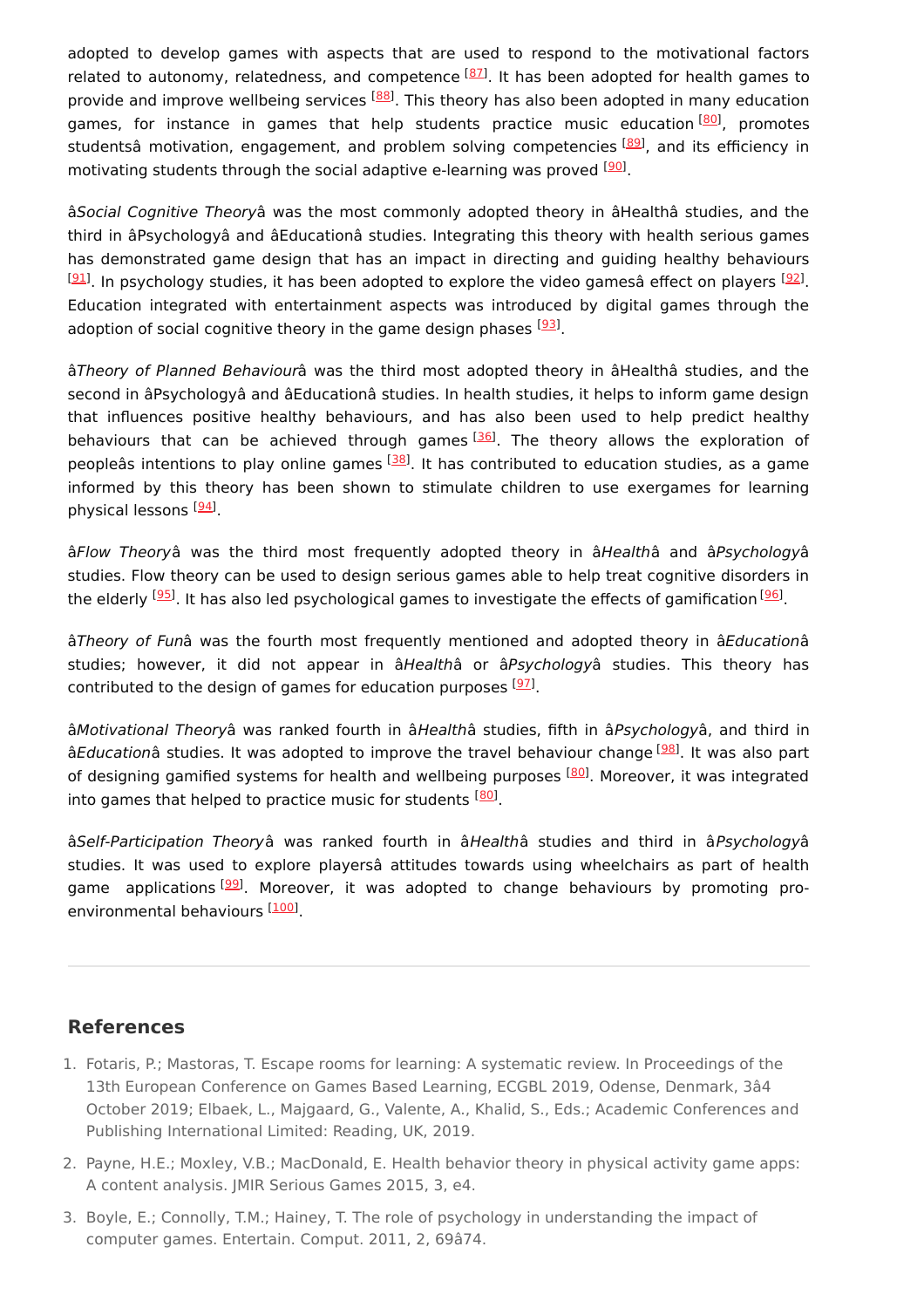adopted to develop games with aspects that are used to respond to the motivational factors related to autonomy, relatedness, and competence [87]. It has been adopted for health games to provide and improve wellbeing services [88]. This theory has also been adopted in many education games, for instance in games that help students practice music education [80], promotes studentsâ motivation, engagement, and problem solving competencies [89], and its efficiency in motivating students through the social adaptive e-learning was proved [90].

â*Social Cognitive Theory*â was the most commonly adopted theory in âHealthâ studies, and the third in âPsychologyâ and âEducationâ studies. Integrating this theory with health serious games has demonstrated game design that has an impact in directing and guiding healthy behaviours [91]. In psychology studies, it has been adopted to explore the video gamesâ effect on players [92]. Education integrated with entertainment aspects was introduced by digital games through the adoption of social cognitive theory in the game design phases [93].

â*Theory of Planned Behaviour*â was the third most adopted theory in âHealthâ studies, and the second in âPsychologyâ and âEducationâ studies. In health studies, it helps to inform game design that influences positive healthy behaviours, and has also been used to help predict healthy behaviours that can be achieved through games [36]. The theory allows the exploration of peopleâs intentions to play online games [38]. It has contributed to education studies, as a game informed by this theory has been shown to stimulate children to use exergames for learning physical lessons [94].

â*Flow Theory*â was the third most frequently adopted theory in â*Health*â and â*Psychology*â studies. Flow theory can be used to design serious games able to help treat cognitive disorders in the elderly [95]. It has also led psychological games to investigate the effects of gamification [96].

â*Theory of Fun*â was the fourth most frequently mentioned and adopted theory in â*Education*â studies; however, it did not appear in â*Health*â or â*Psychology*â studies. This theory has contributed to the design of games for education purposes [97].

â*Motivational Theory*â was ranked fourth in â*Health*â studies, fifth in â*Psychology*â, and third in â*Education*â studies. It was adopted to improve the travel behaviour change [98]. It was also part of designing gamified systems for health and wellbeing purposes [80]. Moreover, it was integrated into games that helped to practice music for students [80].

â*Self-Participation Theory*â was ranked fourth in â*Health*â studies and third in â*Psychology*â studies. It was used to explore playersâ attitudes towards using wheelchairs as part of health game applications [99]. Moreover, it was adopted to change behaviours by promoting pro-environmental behaviours [100].

---

## References

1. Fotaris, P.; Mastoras, T. Escape rooms for learning: A systematic review. In Proceedings of the 13th European Conference on Games Based Learning, ECGBL 2019, Odense, Denmark, 3â4 October 2019; Elbaek, L., Majgaard, G., Valente, A., Khalid, S., Eds.; Academic Conferences and Publishing International Limited: Reading, UK, 2019.
2. Payne, H.E.; Moxley, V.B.; MacDonald, E. Health behavior theory in physical activity game apps: A content analysis. JMIR Serious Games 2015, 3, e4.
3. Boyle, E.; Connolly, T.M.; Hainey, T. The role of psychology in understanding the impact of computer games. Entertain. Comput. 2011, 2, 69â74.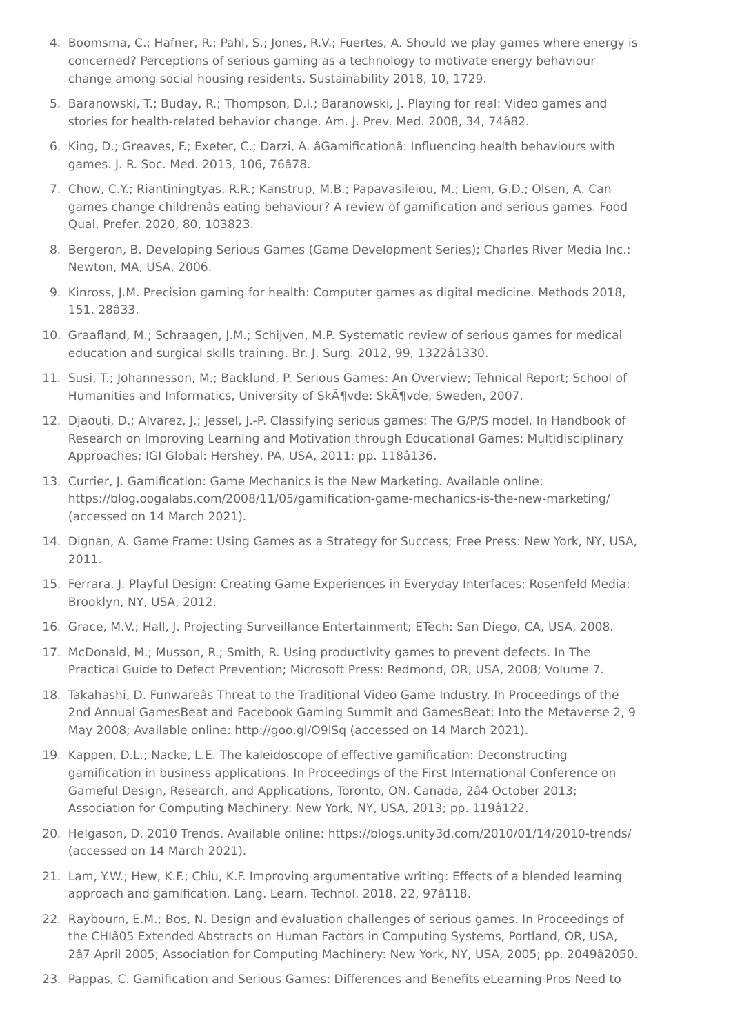4. Boomsma, C.; Hafner, R.; Pahl, S.; Jones, R.V.; Fuertes, A. Should we play games where energy is concerned? Perceptions of serious gaming as a technology to motivate energy behaviour change among social housing residents. Sustainability 2018, 10, 1729.
5. Baranowski, T.; Buday, R.; Thompson, D.I.; Baranowski, J. Playing for real: Video games and stories for health-related behavior change. Am. J. Prev. Med. 2008, 34, 74â82.
6. King, D.; Greaves, F.; Exeter, C.; Darzi, A. âGamificationâ: Influencing health behaviours with games. J. R. Soc. Med. 2013, 106, 76â78.
7. Chow, C.Y.; Riantiningtyas, R.R.; Kanstrup, M.B.; Papavasileiou, M.; Liem, G.D.; Olsen, A. Can games change childrenâs eating behaviour? A review of gamification and serious games. Food Qual. Prefer. 2020, 80, 103823.
8. Bergeron, B. Developing Serious Games (Game Development Series); Charles River Media Inc.: Newton, MA, USA, 2006.
9. Kinross, J.M. Precision gaming for health: Computer games as digital medicine. Methods 2018, 151, 28â33.
10. Graafland, M.; Schraagen, J.M.; Schijven, M.P. Systematic review of serious games for medical education and surgical skills training. Br. J. Surg. 2012, 99, 1322â1330.
11. Susi, T.; Johannesson, M.; Backlund, P. Serious Games: An Overview; Tehnical Report; School of Humanities and Informatics, University of SkÃ¶vde: SkÃ¶vde, Sweden, 2007.
12. Djaouti, D.; Alvarez, J.; Jessel, J.-P. Classifying serious games: The G/P/S model. In Handbook of Research on Improving Learning and Motivation through Educational Games: Multidisciplinary Approaches; IGI Global: Hershey, PA, USA, 2011; pp. 118â136.
13. Currier, J. Gamification: Game Mechanics is the New Marketing. Available online: https://blog.oogalabs.com/2008/11/05/gamification-game-mechanics-is-the-new-marketing/ (accessed on 14 March 2021).
14. Dignan, A. Game Frame: Using Games as a Strategy for Success; Free Press: New York, NY, USA, 2011.
15. Ferrara, J. Playful Design: Creating Game Experiences in Everyday Interfaces; Rosenfeld Media: Brooklyn, NY, USA, 2012.
16. Grace, M.V.; Hall, J. Projecting Surveillance Entertainment; ETech: San Diego, CA, USA, 2008.
17. McDonald, M.; Musson, R.; Smith, R. Using productivity games to prevent defects. In The Practical Guide to Defect Prevention; Microsoft Press: Redmond, OR, USA, 2008; Volume 7.
18. Takahashi, D. Funwareâs Threat to the Traditional Video Game Industry. In Proceedings of the 2nd Annual GamesBeat and Facebook Gaming Summit and GamesBeat: Into the Metaverse 2, 9 May 2008; Available online: http://goo.gl/O9lSq (accessed on 14 March 2021).
19. Kappen, D.L.; Nacke, L.E. The kaleidoscope of effective gamification: Deconstructing gamification in business applications. In Proceedings of the First International Conference on Gameful Design, Research, and Applications, Toronto, ON, Canada, 2â4 October 2013; Association for Computing Machinery: New York, NY, USA, 2013; pp. 119â122.
20. Helgason, D. 2010 Trends. Available online: https://blogs.unity3d.com/2010/01/14/2010-trends/ (accessed on 14 March 2021).
21. Lam, Y.W.; Hew, K.F.; Chiu, K.F. Improving argumentative writing: Effects of a blended learning approach and gamification. Lang. Learn. Technol. 2018, 22, 97â118.
22. Raybourn, E.M.; Bos, N. Design and evaluation challenges of serious games. In Proceedings of the CHIâ05 Extended Abstracts on Human Factors in Computing Systems, Portland, OR, USA, 2â7 April 2005; Association for Computing Machinery: New York, NY, USA, 2005; pp. 2049â2050.
23. Pappas, C. Gamification and Serious Games: Differences and Benefits eLearning Pros Need to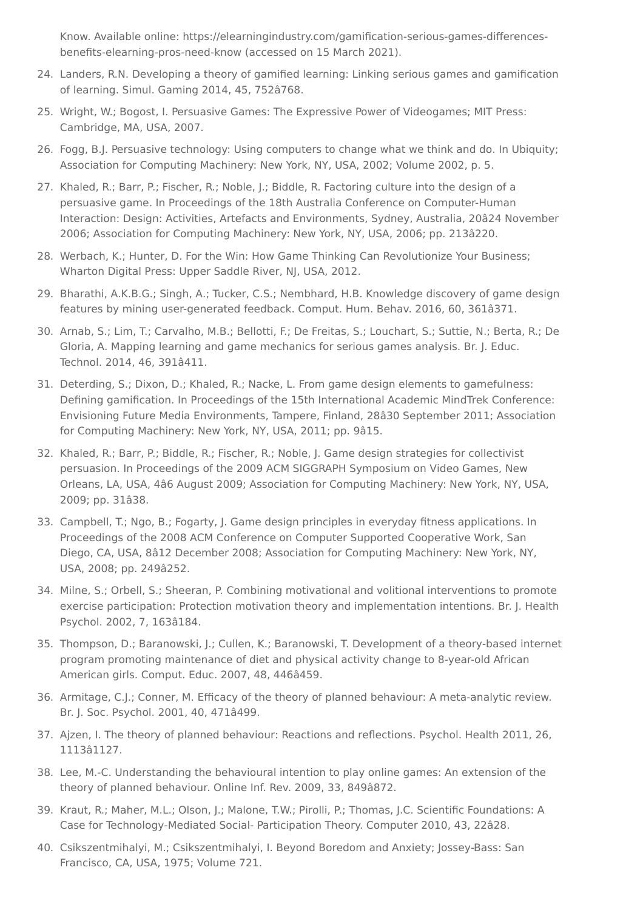Know. Available online: https://elearningindustry.com/gamification-serious-games-differences-benefits-elearning-pros-need-know (accessed on 15 March 2021).

24. Landers, R.N. Developing a theory of gamified learning: Linking serious games and gamification of learning. Simul. Gaming 2014, 45, 752â768.
25. Wright, W.; Bogost, I. Persuasive Games: The Expressive Power of Videogames; MIT Press: Cambridge, MA, USA, 2007.
26. Fogg, B.J. Persuasive technology: Using computers to change what we think and do. In Ubiquity; Association for Computing Machinery: New York, NY, USA, 2002; Volume 2002, p. 5.
27. Khaled, R.; Barr, P.; Fischer, R.; Noble, J.; Biddle, R. Factoring culture into the design of a persuasive game. In Proceedings of the 18th Australia Conference on Computer-Human Interaction: Design: Activities, Artefacts and Environments, Sydney, Australia, 20â24 November 2006; Association for Computing Machinery: New York, NY, USA, 2006; pp. 213â220.
28. Werbach, K.; Hunter, D. For the Win: How Game Thinking Can Revolutionize Your Business; Wharton Digital Press: Upper Saddle River, NJ, USA, 2012.
29. Bharathi, A.K.B.G.; Singh, A.; Tucker, C.S.; Nembhard, H.B. Knowledge discovery of game design features by mining user-generated feedback. Comput. Hum. Behav. 2016, 60, 361â371.
30. Arnab, S.; Lim, T.; Carvalho, M.B.; Bellotti, F.; De Freitas, S.; Louchart, S.; Suttie, N.; Berta, R.; De Gloria, A. Mapping learning and game mechanics for serious games analysis. Br. J. Educ. Technol. 2014, 46, 391â411.
31. Deterding, S.; Dixon, D.; Khaled, R.; Nacke, L. From game design elements to gamefulness: Defining gamification. In Proceedings of the 15th International Academic MindTrek Conference: Envisioning Future Media Environments, Tampere, Finland, 28â30 September 2011; Association for Computing Machinery: New York, NY, USA, 2011; pp. 9â15.
32. Khaled, R.; Barr, P.; Biddle, R.; Fischer, R.; Noble, J. Game design strategies for collectivist persuasion. In Proceedings of the 2009 ACM SIGGRAPH Symposium on Video Games, New Orleans, LA, USA, 4â6 August 2009; Association for Computing Machinery: New York, NY, USA, 2009; pp. 31â38.
33. Campbell, T.; Ngo, B.; Fogarty, J. Game design principles in everyday fitness applications. In Proceedings of the 2008 ACM Conference on Computer Supported Cooperative Work, San Diego, CA, USA, 8â12 December 2008; Association for Computing Machinery: New York, NY, USA, 2008; pp. 249â252.
34. Milne, S.; Orbell, S.; Sheeran, P. Combining motivational and volitional interventions to promote exercise participation: Protection motivation theory and implementation intentions. Br. J. Health Psychol. 2002, 7, 163â184.
35. Thompson, D.; Baranowski, J.; Cullen, K.; Baranowski, T. Development of a theory-based internet program promoting maintenance of diet and physical activity change to 8-year-old African American girls. Comput. Educ. 2007, 48, 446â459.
36. Armitage, C.J.; Conner, M. Efficacy of the theory of planned behaviour: A meta-analytic review. Br. J. Soc. Psychol. 2001, 40, 471â499.
37. Ajzen, I. The theory of planned behaviour: Reactions and reflections. Psychol. Health 2011, 26, 1113â1127.
38. Lee, M.-C. Understanding the behavioural intention to play online games: An extension of the theory of planned behaviour. Online Inf. Rev. 2009, 33, 849â872.
39. Kraut, R.; Maher, M.L.; Olson, J.; Malone, T.W.; Pirolli, P.; Thomas, J.C. Scientific Foundations: A Case for Technology-Mediated Social- Participation Theory. Computer 2010, 43, 22â28.
40. Csikszentmihalyi, M.; Csikszentmihalyi, I. Beyond Boredom and Anxiety; Jossey-Bass: San Francisco, CA, USA, 1975; Volume 721.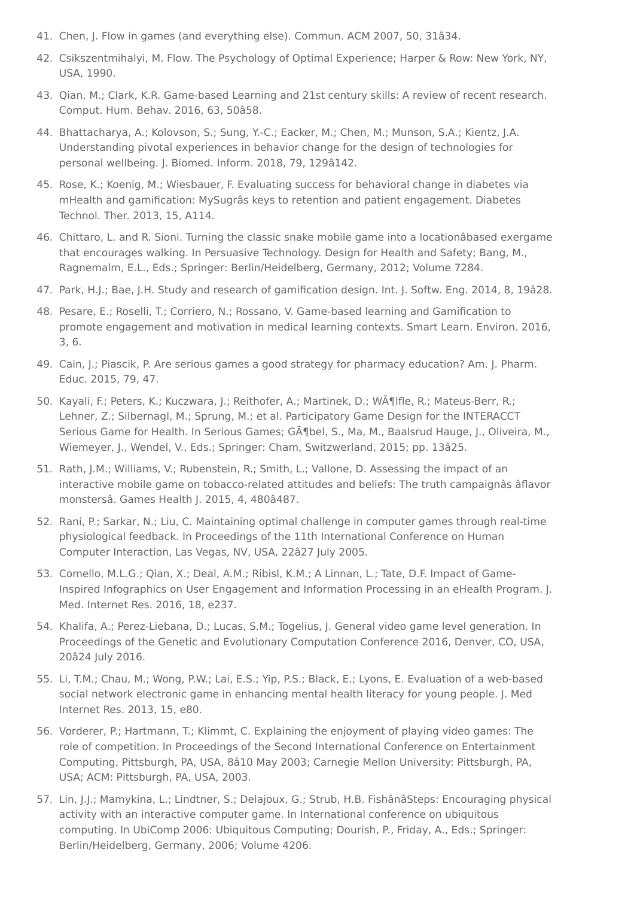41. Chen, J. Flow in games (and everything else). Commun. ACM 2007, 50, 31â34.
42. Csikszentmihalyi, M. Flow. The Psychology of Optimal Experience; Harper & Row: New York, NY, USA, 1990.
43. Qian, M.; Clark, K.R. Game-based Learning and 21st century skills: A review of recent research. Comput. Hum. Behav. 2016, 63, 50â58.
44. Bhattacharya, A.; Kolovson, S.; Sung, Y.-C.; Eacker, M.; Chen, M.; Munson, S.A.; Kientz, J.A. Understanding pivotal experiences in behavior change for the design of technologies for personal wellbeing. J. Biomed. Inform. 2018, 79, 129â142.
45. Rose, K.; Koenig, M.; Wiesbauer, F. Evaluating success for behavioral change in diabetes via mHealth and gamification: MySugrâs keys to retention and patient engagement. Diabetes Technol. Ther. 2013, 15, A114.
46. Chittaro, L. and R. Sioni. Turning the classic snake mobile game into a locationâbased exergame that encourages walking. In Persuasive Technology. Design for Health and Safety; Bang, M., Ragnemalm, E.L., Eds.; Springer: Berlin/Heidelberg, Germany, 2012; Volume 7284.
47. Park, H.J.; Bae, J.H. Study and research of gamification design. Int. J. Softw. Eng. 2014, 8, 19â28.
48. Pesare, E.; Roselli, T.; Corriero, N.; Rossano, V. Game-based learning and Gamification to promote engagement and motivation in medical learning contexts. Smart Learn. Environ. 2016, 3, 6.
49. Cain, J.; Piascik, P. Are serious games a good strategy for pharmacy education? Am. J. Pharm. Educ. 2015, 79, 47.
50. Kayali, F.; Peters, K.; Kuczwara, J.; Reithofer, A.; Martinek, D.; WÃ¶lfle, R.; Mateus-Berr, R.; Lehner, Z.; Silbernagl, M.; Sprung, M.; et al. Participatory Game Design for the INTERACCT Serious Game for Health. In Serious Games; GÃ¶bel, S., Ma, M., Baalsrud Hauge, J., Oliveira, M., Wiemeyer, J., Wendel, V., Eds.; Springer: Cham, Switzerland, 2015; pp. 13â25.
51. Rath, J.M.; Williams, V.; Rubenstein, R.; Smith, L.; Vallone, D. Assessing the impact of an interactive mobile game on tobacco-related attitudes and beliefs: The truth campaignâs âflavor monstersâ. Games Health J. 2015, 4, 480â487.
52. Rani, P.; Sarkar, N.; Liu, C. Maintaining optimal challenge in computer games through real-time physiological feedback. In Proceedings of the 11th International Conference on Human Computer Interaction, Las Vegas, NV, USA, 22â27 July 2005.
53. Comello, M.L.G.; Qian, X.; Deal, A.M.; Ribisl, K.M.; A Linnan, L.; Tate, D.F. Impact of Game-Inspired Infographics on User Engagement and Information Processing in an eHealth Program. J. Med. Internet Res. 2016, 18, e237.
54. Khalifa, A.; Perez-Liebana, D.; Lucas, S.M.; Togelius, J. General video game level generation. In Proceedings of the Genetic and Evolutionary Computation Conference 2016, Denver, CO, USA, 20â24 July 2016.
55. Li, T.M.; Chau, M.; Wong, P.W.; Lai, E.S.; Yip, P.S.; Black, E.; Lyons, E. Evaluation of a web-based social network electronic game in enhancing mental health literacy for young people. J. Med Internet Res. 2013, 15, e80.
56. Vorderer, P.; Hartmann, T.; Klimmt, C. Explaining the enjoyment of playing video games: The role of competition. In Proceedings of the Second International Conference on Entertainment Computing, Pittsburgh, PA, USA, 8â10 May 2003; Carnegie Mellon University: Pittsburgh, PA, USA; ACM: Pittsburgh, PA, USA, 2003.
57. Lin, J.J.; Mamykina, L.; Lindtner, S.; Delajoux, G.; Strub, H.B. FishânâSteps: Encouraging physical activity with an interactive computer game. In International conference on ubiquitous computing. In UbiComp 2006: Ubiquitous Computing; Dourish, P., Friday, A., Eds.; Springer: Berlin/Heidelberg, Germany, 2006; Volume 4206.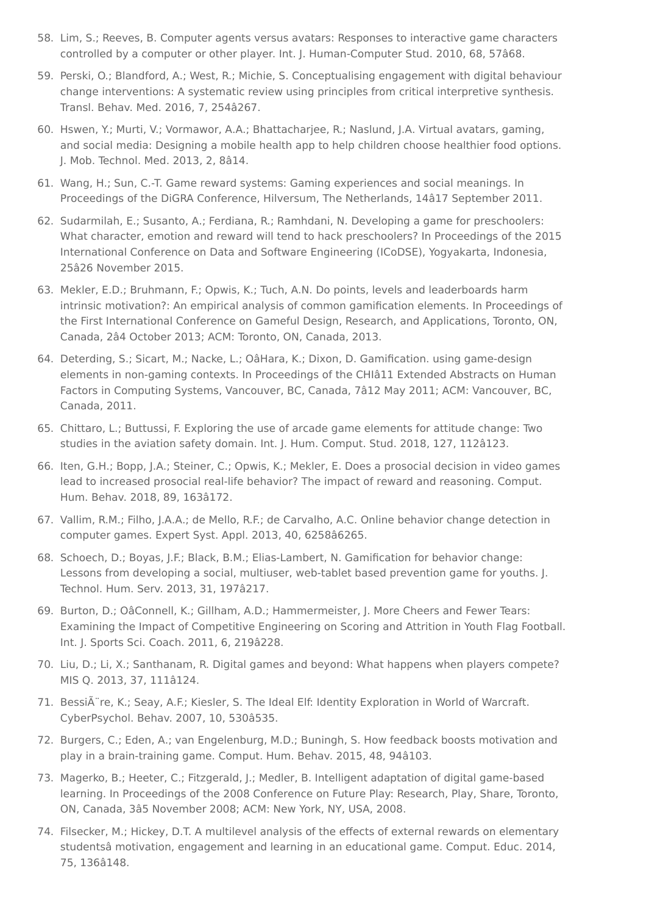58. Lim, S.; Reeves, B. Computer agents versus avatars: Responses to interactive game characters controlled by a computer or other player. Int. J. Human-Computer Stud. 2010, 68, 57â68.
59. Perski, O.; Blandford, A.; West, R.; Michie, S. Conceptualising engagement with digital behaviour change interventions: A systematic review using principles from critical interpretive synthesis. Transl. Behav. Med. 2016, 7, 254â267.
60. Hswen, Y.; Murti, V.; Vormawor, A.A.; Bhattacharjee, R.; Naslund, J.A. Virtual avatars, gaming, and social media: Designing a mobile health app to help children choose healthier food options. J. Mob. Technol. Med. 2013, 2, 8â14.
61. Wang, H.; Sun, C.-T. Game reward systems: Gaming experiences and social meanings. In Proceedings of the DiGRA Conference, Hilversum, The Netherlands, 14â17 September 2011.
62. Sudarmilah, E.; Susanto, A.; Ferdiana, R.; Ramhdani, N. Developing a game for preschoolers: What character, emotion and reward will tend to hack preschoolers? In Proceedings of the 2015 International Conference on Data and Software Engineering (ICoDSE), Yogyakarta, Indonesia, 25â26 November 2015.
63. Mekler, E.D.; Bruhmann, F.; Opwis, K.; Tuch, A.N. Do points, levels and leaderboards harm intrinsic motivation?: An empirical analysis of common gamification elements. In Proceedings of the First International Conference on Gameful Design, Research, and Applications, Toronto, ON, Canada, 2â4 October 2013; ACM: Toronto, ON, Canada, 2013.
64. Deterding, S.; Sicart, M.; Nacke, L.; OâHara, K.; Dixon, D. Gamification. using game-design elements in non-gaming contexts. In Proceedings of the CHIâ11 Extended Abstracts on Human Factors in Computing Systems, Vancouver, BC, Canada, 7â12 May 2011; ACM: Vancouver, BC, Canada, 2011.
65. Chittaro, L.; Buttussi, F. Exploring the use of arcade game elements for attitude change: Two studies in the aviation safety domain. Int. J. Hum. Comput. Stud. 2018, 127, 112â123.
66. Iten, G.H.; Bopp, J.A.; Steiner, C.; Opwis, K.; Mekler, E. Does a prosocial decision in video games lead to increased prosocial real-life behavior? The impact of reward and reasoning. Comput. Hum. Behav. 2018, 89, 163â172.
67. Vallim, R.M.; Filho, J.A.A.; de Mello, R.F.; de Carvalho, A.C. Online behavior change detection in computer games. Expert Syst. Appl. 2013, 40, 6258â6265.
68. Schoech, D.; Boyas, J.F.; Black, B.M.; Elias-Lambert, N. Gamification for behavior change: Lessons from developing a social, multiuser, web-tablet based prevention game for youths. J. Technol. Hum. Serv. 2013, 31, 197â217.
69. Burton, D.; OâConnell, K.; Gillham, A.D.; Hammermeister, J. More Cheers and Fewer Tears: Examining the Impact of Competitive Engineering on Scoring and Attrition in Youth Flag Football. Int. J. Sports Sci. Coach. 2011, 6, 219â228.
70. Liu, D.; Li, X.; Santhanam, R. Digital games and beyond: What happens when players compete? MIS Q. 2013, 37, 111â124.
71. BessiÃ¨re, K.; Seay, A.F.; Kiesler, S. The Ideal Elf: Identity Exploration in World of Warcraft. CyberPsychol. Behav. 2007, 10, 530â535.
72. Burgers, C.; Eden, A.; van Engelenburg, M.D.; Buningh, S. How feedback boosts motivation and play in a brain-training game. Comput. Hum. Behav. 2015, 48, 94â103.
73. Magerko, B.; Heeter, C.; Fitzgerald, J.; Medler, B. Intelligent adaptation of digital game-based learning. In Proceedings of the 2008 Conference on Future Play: Research, Play, Share, Toronto, ON, Canada, 3â5 November 2008; ACM: New York, NY, USA, 2008.
74. Filsecker, M.; Hickey, D.T. A multilevel analysis of the effects of external rewards on elementary studentsâ motivation, engagement and learning in an educational game. Comput. Educ. 2014, 75, 136â148.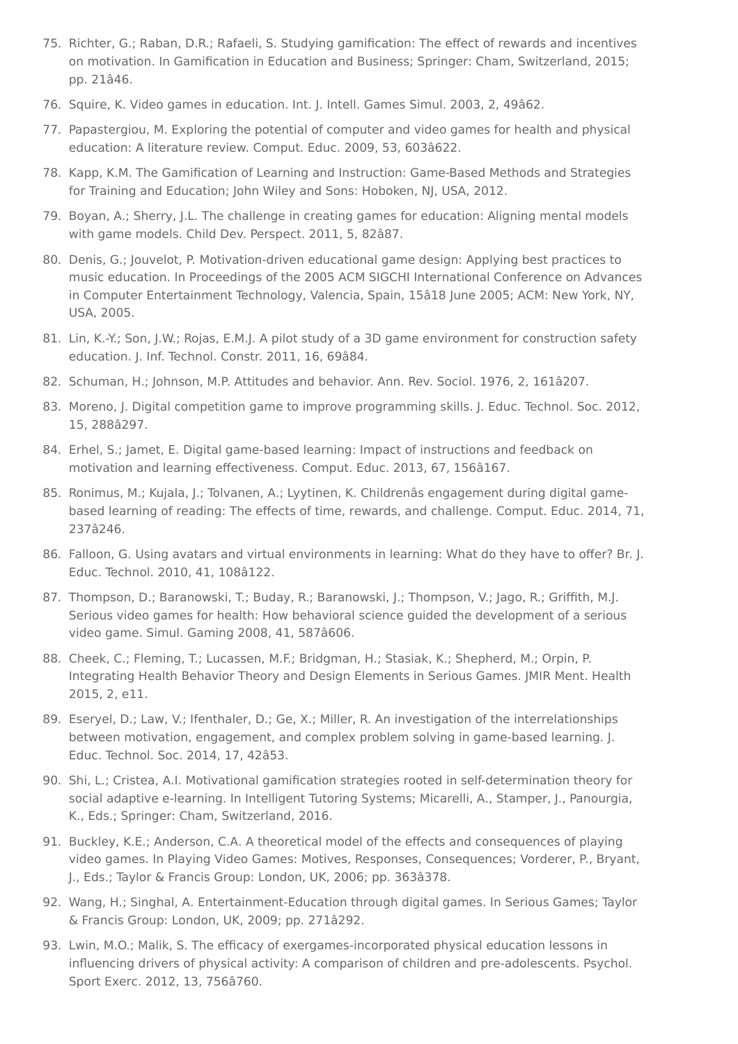75. Richter, G.; Raban, D.R.; Rafaeli, S. Studying gamification: The effect of rewards and incentives on motivation. In Gamification in Education and Business; Springer: Cham, Switzerland, 2015; pp. 21â46.
76. Squire, K. Video games in education. Int. J. Intell. Games Simul. 2003, 2, 49â62.
77. Papastergiou, M. Exploring the potential of computer and video games for health and physical education: A literature review. Comput. Educ. 2009, 53, 603â622.
78. Kapp, K.M. The Gamification of Learning and Instruction: Game-Based Methods and Strategies for Training and Education; John Wiley and Sons: Hoboken, NJ, USA, 2012.
79. Boyan, A.; Sherry, J.L. The challenge in creating games for education: Aligning mental models with game models. Child Dev. Perspect. 2011, 5, 82â87.
80. Denis, G.; Jouvelot, P. Motivation-driven educational game design: Applying best practices to music education. In Proceedings of the 2005 ACM SIGCHI International Conference on Advances in Computer Entertainment Technology, Valencia, Spain, 15â18 June 2005; ACM: New York, NY, USA, 2005.
81. Lin, K.-Y.; Son, J.W.; Rojas, E.M.J. A pilot study of a 3D game environment for construction safety education. J. Inf. Technol. Constr. 2011, 16, 69â84.
82. Schuman, H.; Johnson, M.P. Attitudes and behavior. Ann. Rev. Sociol. 1976, 2, 161â207.
83. Moreno, J. Digital competition game to improve programming skills. J. Educ. Technol. Soc. 2012, 15, 288â297.
84. Erhel, S.; Jamet, E. Digital game-based learning: Impact of instructions and feedback on motivation and learning effectiveness. Comput. Educ. 2013, 67, 156â167.
85. Ronimus, M.; Kujala, J.; Tolvanen, A.; Lyytinen, K. Childrenâs engagement during digital game-based learning of reading: The effects of time, rewards, and challenge. Comput. Educ. 2014, 71, 237â246.
86. Falloon, G. Using avatars and virtual environments in learning: What do they have to offer? Br. J. Educ. Technol. 2010, 41, 108â122.
87. Thompson, D.; Baranowski, T.; Buday, R.; Baranowski, J.; Thompson, V.; Jago, R.; Griffith, M.J. Serious video games for health: How behavioral science guided the development of a serious video game. Simul. Gaming 2008, 41, 587â606.
88. Cheek, C.; Fleming, T.; Lucassen, M.F.; Bridgman, H.; Stasiak, K.; Shepherd, M.; Orpin, P. Integrating Health Behavior Theory and Design Elements in Serious Games. JMIR Ment. Health 2015, 2, e11.
89. Eseryel, D.; Law, V.; Ifenthaler, D.; Ge, X.; Miller, R. An investigation of the interrelationships between motivation, engagement, and complex problem solving in game-based learning. J. Educ. Technol. Soc. 2014, 17, 42â53.
90. Shi, L.; Cristea, A.I. Motivational gamification strategies rooted in self-determination theory for social adaptive e-learning. In Intelligent Tutoring Systems; Micarelli, A., Stamper, J., Panourgia, K., Eds.; Springer: Cham, Switzerland, 2016.
91. Buckley, K.E.; Anderson, C.A. A theoretical model of the effects and consequences of playing video games. In Playing Video Games: Motives, Responses, Consequences; Vorderer, P., Bryant, J., Eds.; Taylor & Francis Group: London, UK, 2006; pp. 363â378.
92. Wang, H.; Singhal, A. Entertainment-Education through digital games. In Serious Games; Taylor & Francis Group: London, UK, 2009; pp. 271â292.
93. Lwin, M.O.; Malik, S. The efficacy of exergames-incorporated physical education lessons in influencing drivers of physical activity: A comparison of children and pre-adolescents. Psychol. Sport Exerc. 2012, 13, 756â760.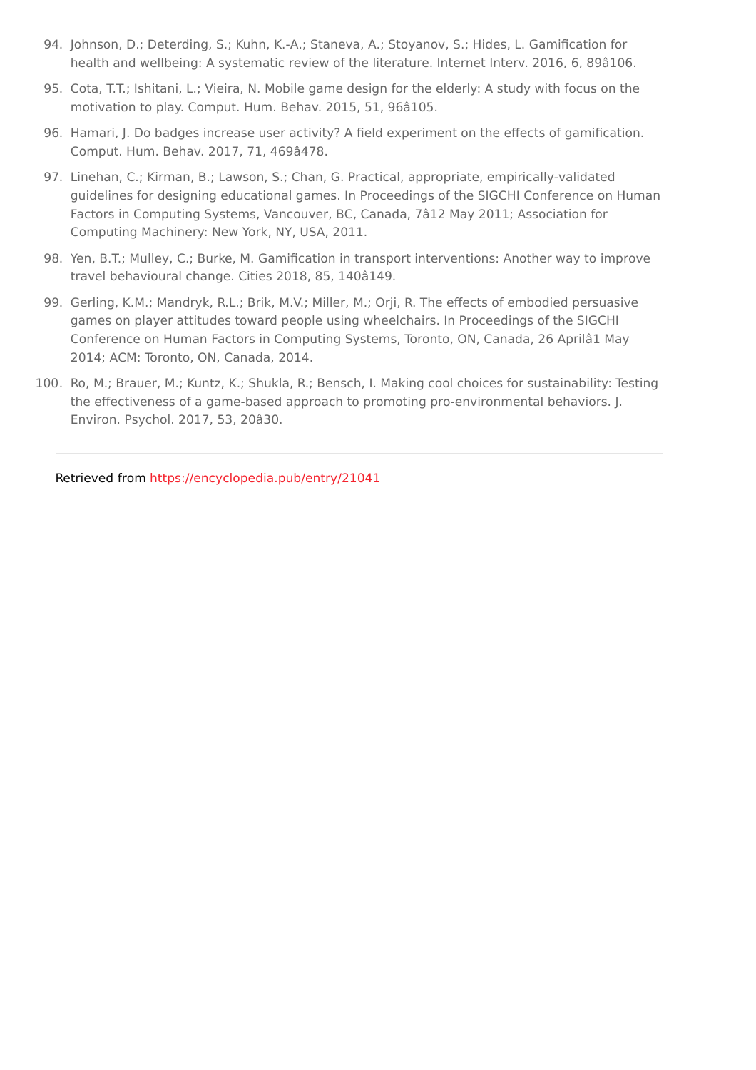94. Johnson, D.; Deterding, S.; Kuhn, K.-A.; Staneva, A.; Stoyanov, S.; Hides, L. Gamification for health and wellbeing: A systematic review of the literature. Internet Interv. 2016, 6, 89â106.
95. Cota, T.T.; Ishitani, L.; Vieira, N. Mobile game design for the elderly: A study with focus on the motivation to play. Comput. Hum. Behav. 2015, 51, 96â105.
96. Hamari, J. Do badges increase user activity? A field experiment on the effects of gamification. Comput. Hum. Behav. 2017, 71, 469â478.
97. Linehan, C.; Kirman, B.; Lawson, S.; Chan, G. Practical, appropriate, empirically-validated guidelines for designing educational games. In Proceedings of the SIGCHI Conference on Human Factors in Computing Systems, Vancouver, BC, Canada, 7â12 May 2011; Association for Computing Machinery: New York, NY, USA, 2011.
98. Yen, B.T.; Mulley, C.; Burke, M. Gamification in transport interventions: Another way to improve travel behavioural change. Cities 2018, 85, 140â149.
99. Gerling, K.M.; Mandryk, R.L.; Brik, M.V.; Miller, M.; Orji, R. The effects of embodied persuasive games on player attitudes toward people using wheelchairs. In Proceedings of the SIGCHI Conference on Human Factors in Computing Systems, Toronto, ON, Canada, 26 Aprilâ1 May 2014; ACM: Toronto, ON, Canada, 2014.
100. Ro, M.; Brauer, M.; Kuntz, K.; Shukla, R.; Bensch, I. Making cool choices for sustainability: Testing the effectiveness of a game-based approach to promoting pro-environmental behaviors. J. Environ. Psychol. 2017, 53, 20â30.

---

Retrieved from https://encyclopedia.pub/entry/21041